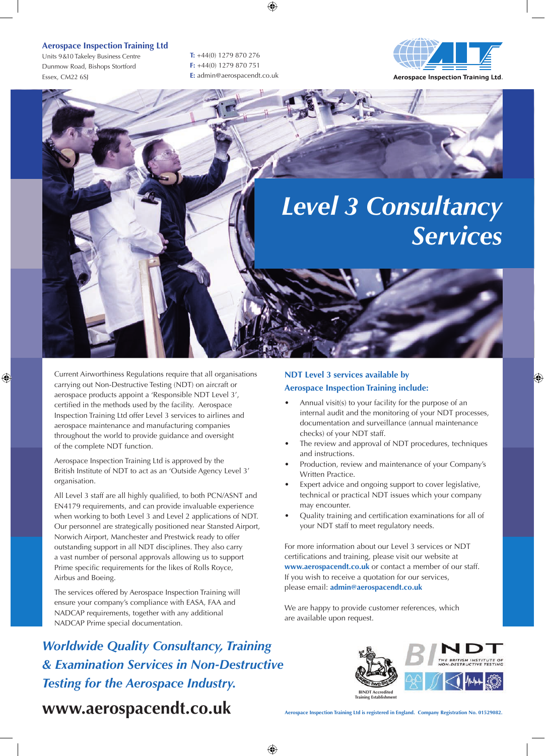**Aerospace Inspection Training Ltd**
Units 9&10 Takeley Business Centre
Dunmow Road, Bishops Stortford
Essex, CM22 6SJ

**T:** +44(0) 1279 870 276
**F:** +44(0) 1279 870 751
**E:** admin@aerospacendt.co.uk

Aerospace Inspection Training Ltd.

# *Level 3 Consultancy Services*

Current Airworthiness Regulations require that all organisations carrying out Non-Destructive Testing (NDT) on aircraft or aerospace products appoint a 'Responsible NDT Level 3', certified in the methods used by the facility. Aerospace Inspection Training Ltd offer Level 3 services to airlines and aerospace maintenance and manufacturing companies throughout the world to provide guidance and oversight of the complete NDT function.

Aerospace Inspection Training Ltd is approved by the British Institute of NDT to act as an 'Outside Agency Level 3' organisation.

All Level 3 staff are all highly qualified, to both PCN/ASNT and EN4179 requirements, and can provide invaluable experience when working to both Level 3 and Level 2 applications of NDT. Our personnel are strategically positioned near Stansted Airport, Norwich Airport, Manchester and Prestwick ready to offer outstanding support in all NDT disciplines. They also carry a vast number of personal approvals allowing us to support Prime specific requirements for the likes of Rolls Royce, Airbus and Boeing.

The services offered by Aerospace Inspection Training will ensure your company's compliance with EASA, FAA and NADCAP requirements, together with any additional NADCAP Prime special documentation.

## NDT Level 3 services available by Aerospace Inspection Training include:

- Annual visit(s) to your facility for the purpose of an internal audit and the monitoring of your NDT processes, documentation and surveillance (annual maintenance checks) of your NDT staff.
- The review and approval of NDT procedures, techniques and instructions.
- Production, review and maintenance of your Company's Written Practice.
- Expert advice and ongoing support to cover legislative, technical or practical NDT issues which your company may encounter.
- Quality training and certification examinations for all of your NDT staff to meet regulatory needs.

For more information about our Level 3 services or NDT certifications and training, please visit our website at **www.aerospacendt.co.uk** or contact a member of our staff. If you wish to receive a quotation for our services, please email: **admin@aerospacendt.co.uk**

We are happy to provide customer references, which are available upon request.

***Worldwide Quality Consultancy, Training & Examination Services in Non-Destructive Testing for the Aerospace Industry.***

**www.aerospacendt.co.uk**

BINDT Accredited Training Establishment

BINDT THE BRITISH INSTITUTE OF NON-DESTRUCTIVE TESTING

Aerospace Inspection Training Ltd is registered in England. Company Registration No. 01529082.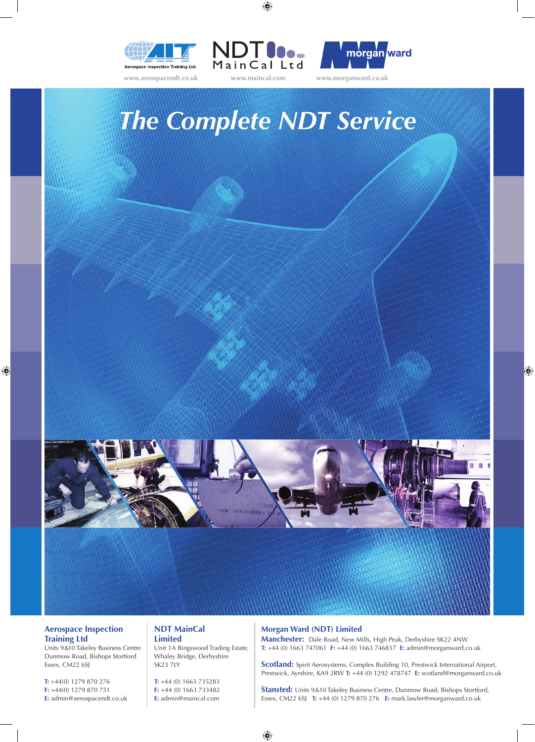Aerospace Inspection Training Ltd.

www.aerospacendt.co.uk

NDT MainCal Ltd

www.maincal.com

morgan ward

www.morganward.co.uk

# *The Complete NDT Service*

**Aerospace Inspection Training Ltd**
Units 9&10 Takeley Business Centre
Dunmow Road, Bishops Stortford
Essex, CM22 6SJ

**T:** +44(0) 1279 870 276
**F:** +44(0) 1279 870 751
**E:** admin@aerospacendt.co.uk

**NDT MainCal Limited**
Unit 1A Bingswood Trading Estate,
Whaley Bridge, Derbyshire
SK23 7LY

**T:** +44 (0) 1663 735283
**F:** +44 (0) 1663 733482
**E:** admin@maincal.com

**Morgan Ward (NDT) Limited**

**Manchester:** Dale Road, New Mills, High Peak, Derbyshire SK22 4NW
**T:** +44 (0) 1663 747061 **F:** +44 (0) 1663 746837 **E:** admin@morganward.co.uk

**Scotland:** Spirit Aerosystems, Complex Building 10, Prestwick International Airport, Prestwick, Ayrshire, KA9 2RW **T:** +44 (0) 1292 478747 **E:** scotland@morganward.co.uk

**Stansted:** Units 9&10 Takeley Business Centre, Dunmow Road, Bishops Stortford, Essex, CM22 6SJ **T:** +44 (0) 1279 870 276 **E:** mark.lawler@morganward.co.uk